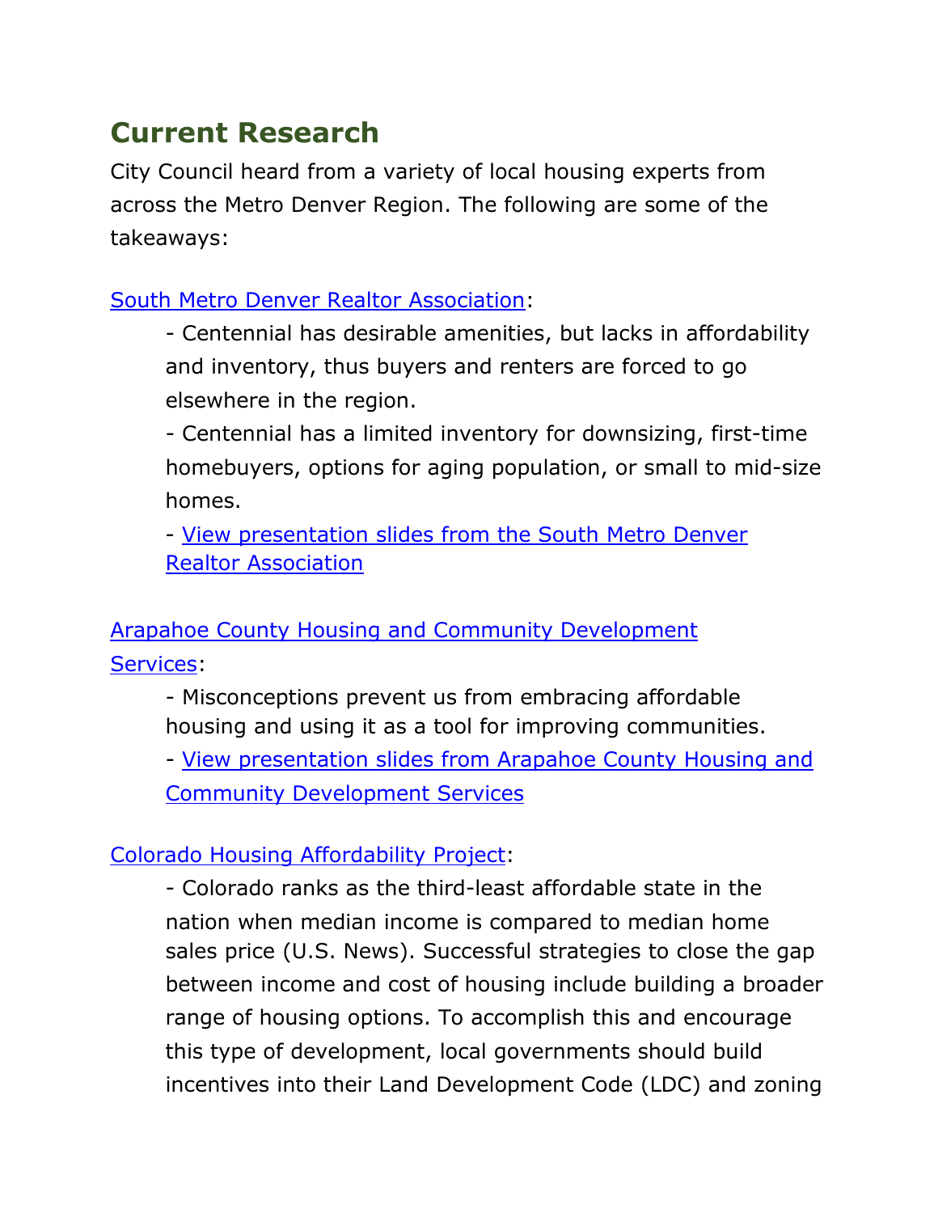# Current Research

City Council heard from a variety of local housing experts from across the Metro Denver Region. The following are some of the takeaways:

[South Metro Denver Realtor Association]:

- Centennial has desirable amenities, but lacks in affordability and inventory, thus buyers and renters are forced to go elsewhere in the region.
- Centennial has a limited inventory for downsizing, first-time homebuyers, options for aging population, or small to mid-size homes.
- [View presentation slides from the South Metro Denver Realtor Association]

[Arapahoe County Housing and Community Development Services]:

- Misconceptions prevent us from embracing affordable housing and using it as a tool for improving communities.
- [View presentation slides from Arapahoe County Housing and Community Development Services]

[Colorado Housing Affordability Project]:

- Colorado ranks as the third-least affordable state in the nation when median income is compared to median home sales price (U.S. News). Successful strategies to close the gap between income and cost of housing include building a broader range of housing options. To accomplish this and encourage this type of development, local governments should build incentives into their Land Development Code (LDC) and zoning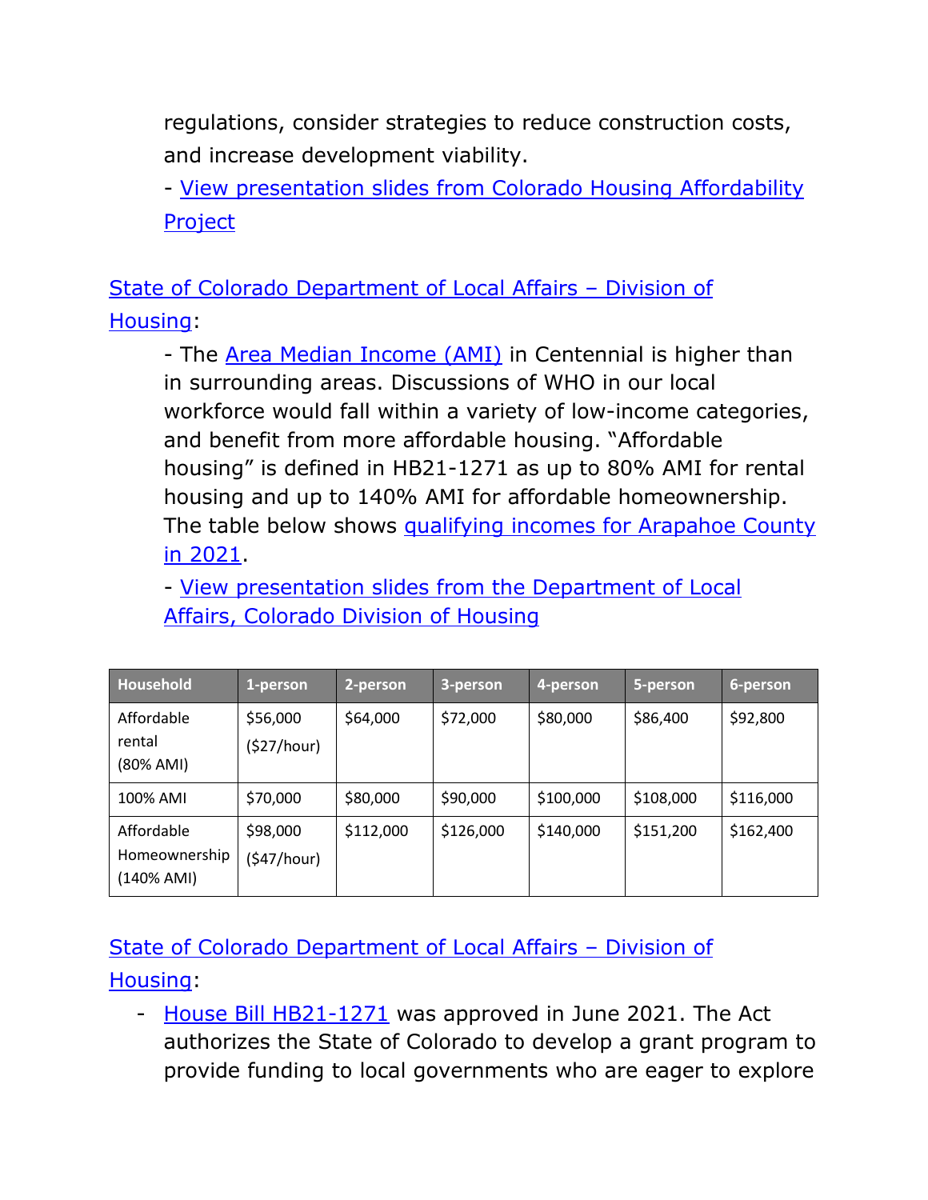regulations, consider strategies to reduce construction costs, and increase development viability.

- View presentation slides from Colorado Housing Affordability Project

State of Colorado Department of Local Affairs – Division of Housing:

- The Area Median Income (AMI) in Centennial is higher than in surrounding areas. Discussions of WHO in our local workforce would fall within a variety of low-income categories, and benefit from more affordable housing. “Affordable housing” is defined in HB21-1271 as up to 80% AMI for rental housing and up to 140% AMI for affordable homeownership. The table below shows qualifying incomes for Arapahoe County in 2021.
- View presentation slides from the Department of Local Affairs, Colorado Division of Housing

| Household | 1-person | 2-person | 3-person | 4-person | 5-person | 6-person |
|---|---|---|---|---|---|---|
| Affordable rental (80% AMI) | $56,000 ($27/hour) | $64,000 | $72,000 | $80,000 | $86,400 | $92,800 |
| 100% AMI | $70,000 | $80,000 | $90,000 | $100,000 | $108,000 | $116,000 |
| Affordable Homeownership (140% AMI) | $98,000 ($47/hour) | $112,000 | $126,000 | $140,000 | $151,200 | $162,400 |

State of Colorado Department of Local Affairs – Division of Housing:

- House Bill HB21-1271 was approved in June 2021. The Act authorizes the State of Colorado to develop a grant program to provide funding to local governments who are eager to explore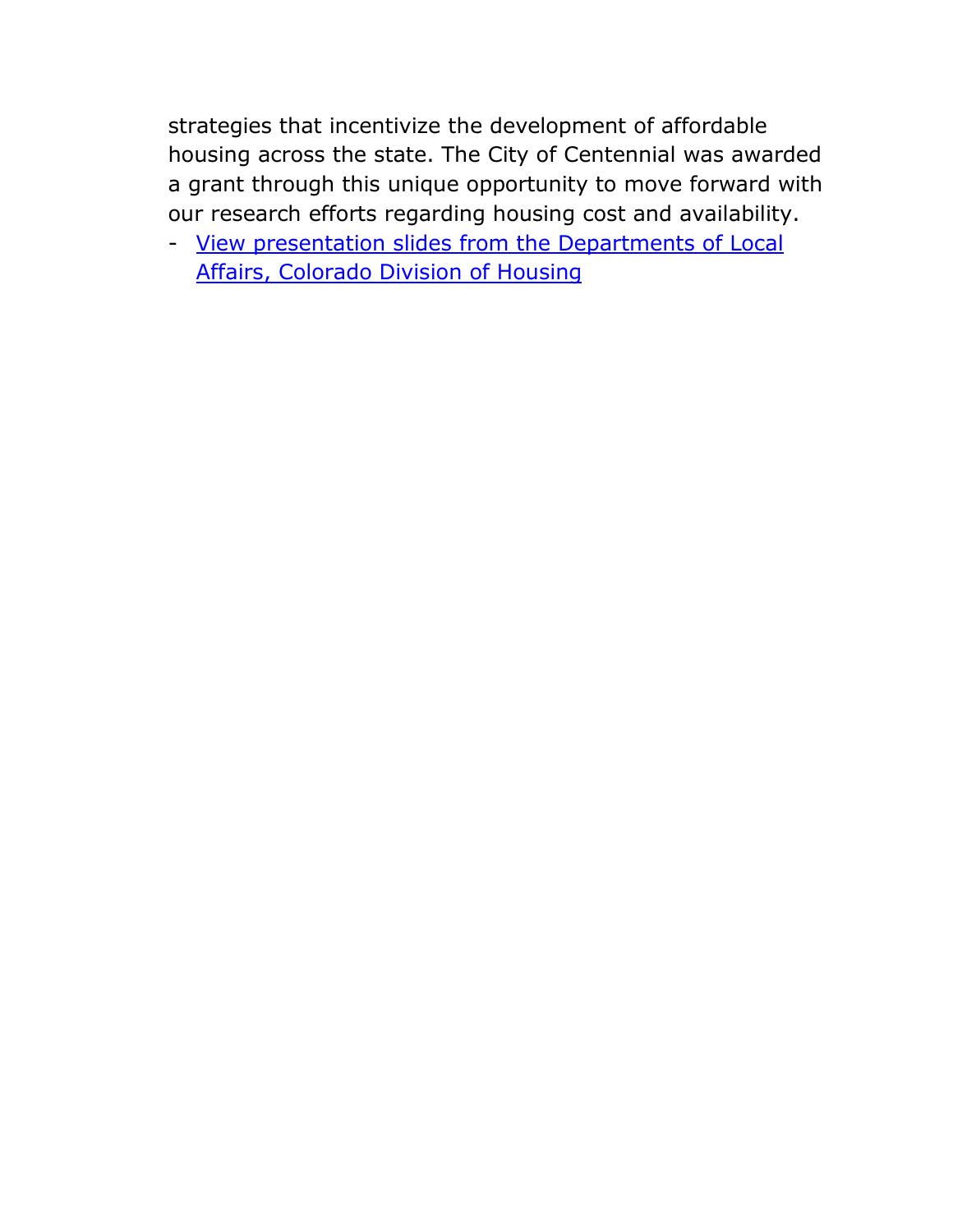strategies that incentivize the development of affordable housing across the state. The City of Centennial was awarded a grant through this unique opportunity to move forward with our research efforts regarding housing cost and availability.

- View presentation slides from the Departments of Local Affairs, Colorado Division of Housing